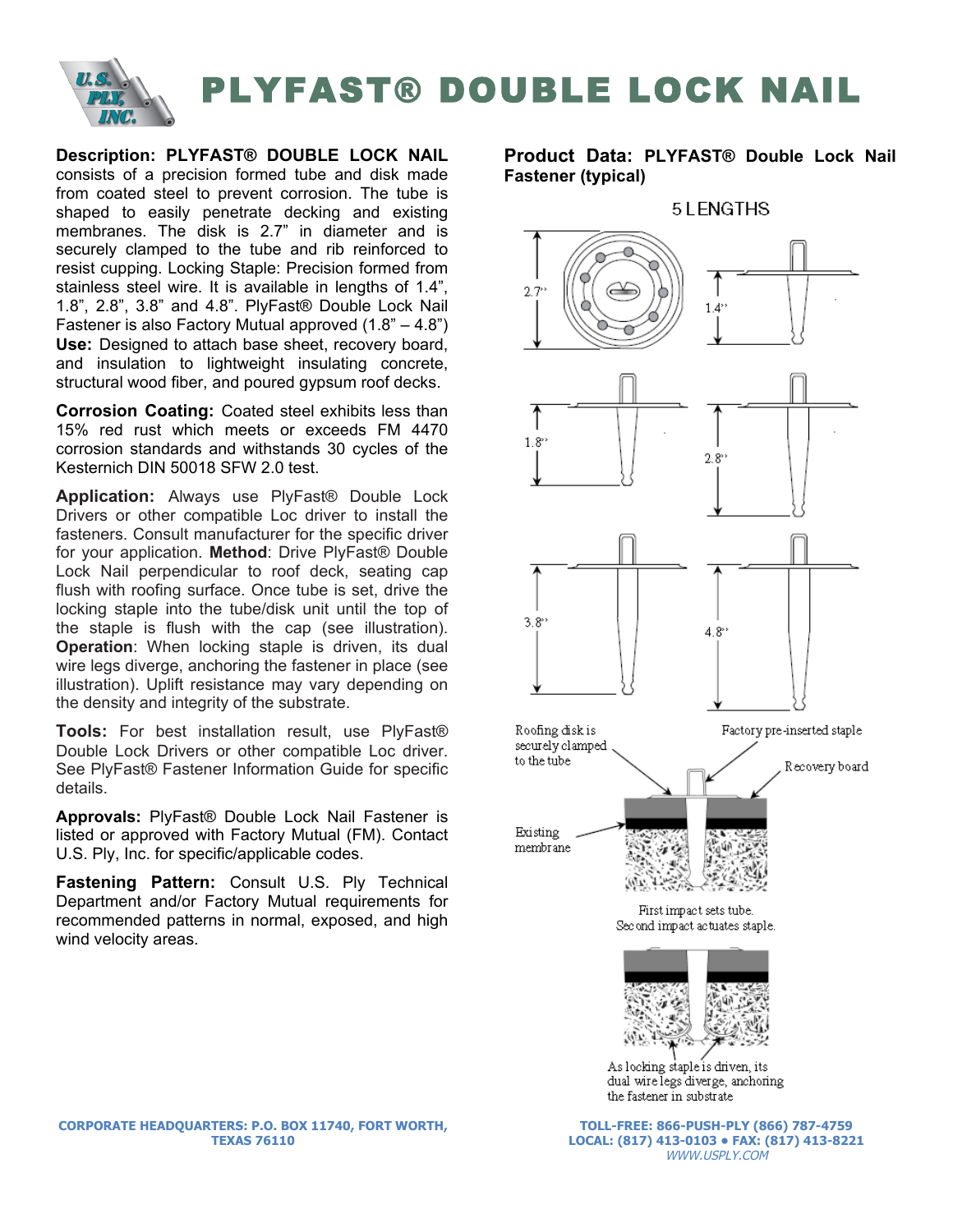# PLYFAST® DOUBLE LOCK NAIL

**Description: PLYFAST® DOUBLE LOCK NAIL** consists of a precision formed tube and disk made from coated steel to prevent corrosion. The tube is shaped to easily penetrate decking and existing membranes. The disk is 2.7" in diameter and is securely clamped to the tube and rib reinforced to resist cupping. Locking Staple: Precision formed from stainless steel wire. It is available in lengths of 1.4", 1.8", 2.8", 3.8" and 4.8". PlyFast® Double Lock Nail Fastener is also Factory Mutual approved (1.8" – 4.8")
**Use:** Designed to attach base sheet, recovery board, and insulation to lightweight insulating concrete, structural wood fiber, and poured gypsum roof decks.

**Corrosion Coating:** Coated steel exhibits less than 15% red rust which meets or exceeds FM 4470 corrosion standards and withstands 30 cycles of the Kesternich DIN 50018 SFW 2.0 test.

**Application:** Always use PlyFast® Double Lock Drivers or other compatible Loc driver to install the fasteners. Consult manufacturer for the specific driver for your application. **Method**: Drive PlyFast® Double Lock Nail perpendicular to roof deck, seating cap flush with roofing surface. Once tube is set, drive the locking staple into the tube/disk unit until the top of the staple is flush with the cap (see illustration). **Operation**: When locking staple is driven, its dual wire legs diverge, anchoring the fastener in place (see illustration). Uplift resistance may vary depending on the density and integrity of the substrate.

**Tools:** For best installation result, use PlyFast® Double Lock Drivers or other compatible Loc driver. See PlyFast® Fastener Information Guide for specific details.

**Approvals:** PlyFast® Double Lock Nail Fastener is listed or approved with Factory Mutual (FM). Contact U.S. Ply, Inc. for specific/applicable codes.

**Fastening Pattern:** Consult U.S. Ply Technical Department and/or Factory Mutual requirements for recommended patterns in normal, exposed, and high wind velocity areas.

**Product Data: PLYFAST® Double Lock Nail Fastener (typical)**

5 LENGTHS

2.7" 1.4" 1.8" 2.8" 3.8" 4.8"

Roofing disk is securely clamped to the tube

Factory pre-inserted staple

Recovery board

Existing membrane

First impact sets tube.
Second impact actuates staple.

As locking staple is driven, its dual wire legs diverge, anchoring the fastener in substrate

CORPORATE HEADQUARTERS: P.O. BOX 11740, FORT WORTH, TEXAS 76110

TOLL-FREE: 866-PUSH-PLY (866) 787-4759
LOCAL: (817) 413-0103 • FAX: (817) 413-8221
*WWW.USPLY.COM*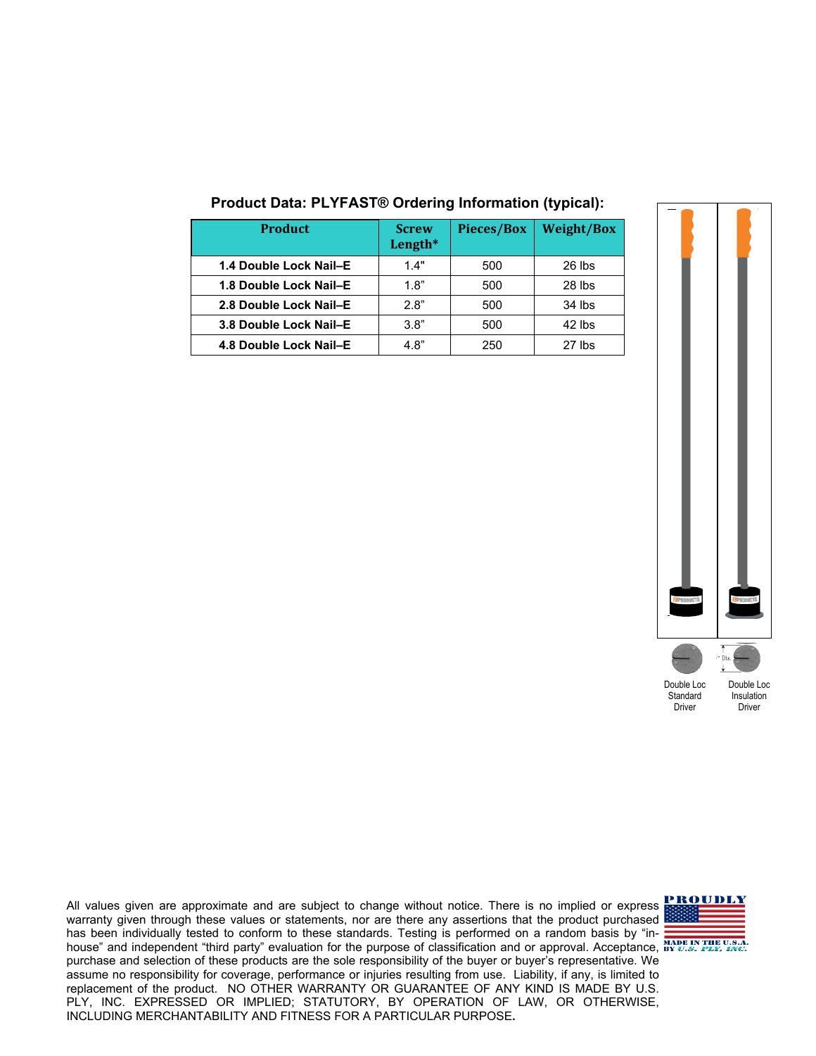**Product Data: PLYFAST® Ordering Information (typical):**

| Product | Screw Length* | Pieces/Box | Weight/Box |
|---|---|---|---|
| **1.4 Double Lock Nail–E** | 1.4" | 500 | 26 lbs |
| **1.8 Double Lock Nail–E** | 1.8" | 500 | 28 lbs |
| **2.8 Double Lock Nail–E** | 2.8" | 500 | 34 lbs |
| **3.8 Double Lock Nail–E** | 3.8" | 500 | 42 lbs |
| **4.8 Double Lock Nail–E** | 4.8" | 250 | 27 lbs |

Double Loc Standard Driver

Double Loc Insulation Driver

All values given are approximate and are subject to change without notice. There is no implied or express warranty given through these values or statements, nor are there any assertions that the product purchased has been individually tested to conform to these standards. Testing is performed on a random basis by "in-house" and independent "third party" evaluation for the purpose of classification and or approval. Acceptance, purchase and selection of these products are the sole responsibility of the buyer or buyer's representative. We assume no responsibility for coverage, performance or injuries resulting from use. Liability, if any, is limited to replacement of the product. NO OTHER WARRANTY OR GUARANTEE OF ANY KIND IS MADE BY U.S. PLY, INC. EXPRESSED OR IMPLIED; STATUTORY, BY OPERATION OF LAW, OR OTHERWISE, INCLUDING MERCHANTABILITY AND FITNESS FOR A PARTICULAR PURPOSE**.**

PROUDLY MADE IN THE U.S.A. BY U.S. PLY, INC.